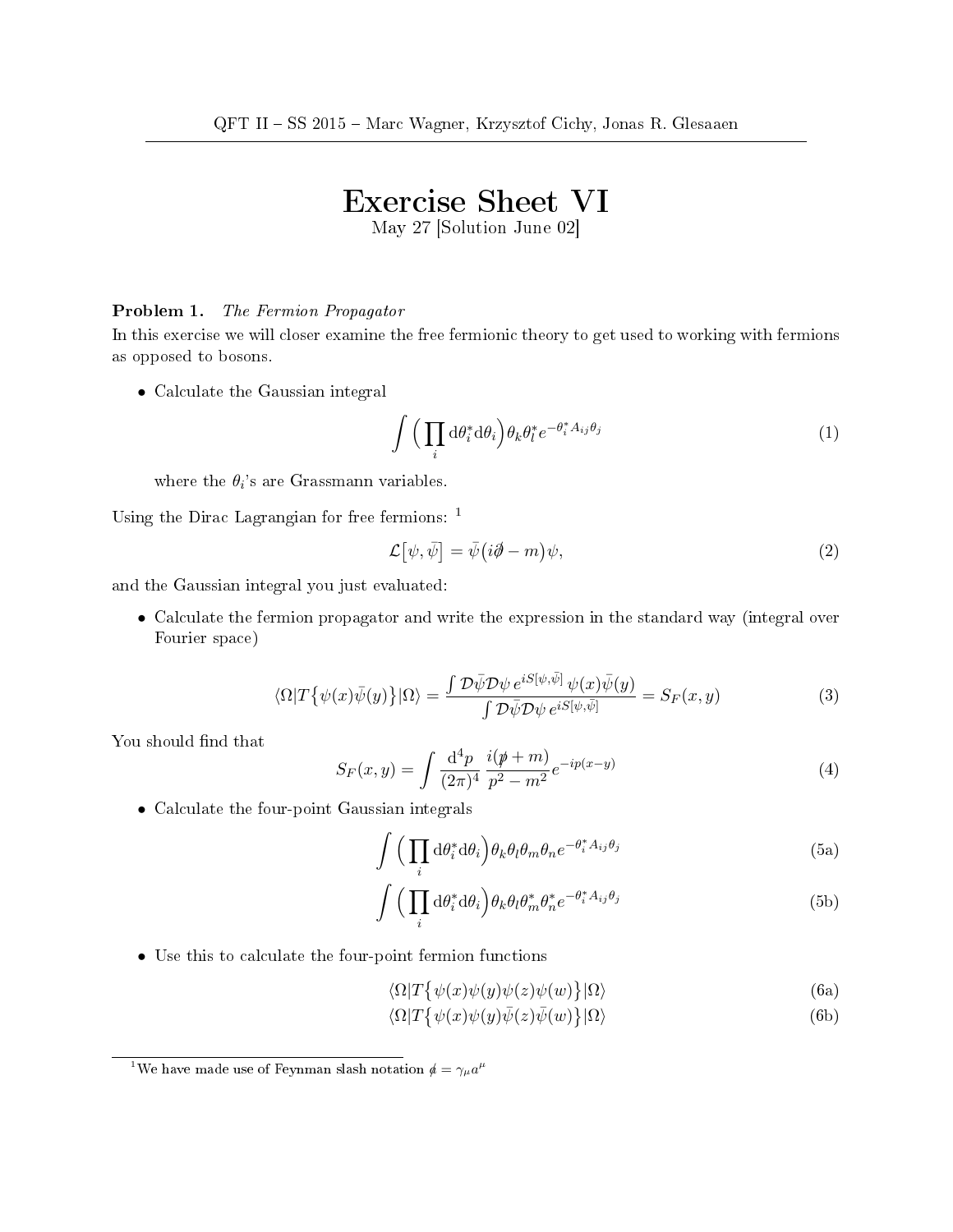# Exercise Sheet VI

May 27 [Solution June 02]

**Problem 1.** *The Fermion Propagator*

In this exercise we will closer examine the free fermionic theory to get used to working with fermions as opposed to bosons.

- Calculate the Gaussian integral

$$\int \Big( \prod_i \mathrm{d}\theta_i^* \mathrm{d}\theta_i \Big) \theta_k \theta_l^* e^{-\theta_i^* A_{ij} \theta_j} \tag{1}$$

where the $\theta_i$'s are Grassmann variables.

Using the Dirac Lagrangian for free fermions: [1]

$$\mathcal{L}\big[\psi, \bar{\psi}\big] = \bar{\psi}\big(i\partial\!\!\!/ - m\big)\psi, \tag{2}$$

and the Gaussian integral you just evaluated:

- Calculate the fermion propagator and write the expression in the standard way (integral over Fourier space)

$$\langle \Omega | T\big\{\psi(x)\bar{\psi}(y)\big\} | \Omega \rangle = \frac{\int \mathcal{D}\bar{\psi}\mathcal{D}\psi \, e^{iS[\psi,\bar{\psi}]} \, \psi(x)\bar{\psi}(y)}{\int \mathcal{D}\bar{\psi}\mathcal{D}\psi \, e^{iS[\psi,\bar{\psi}]}} = S_F(x, y) \tag{3}$$

You should find that

$$S_F(x, y) = \int \frac{\mathrm{d}^4 p}{(2\pi)^4} \frac{i(p\!\!\!/ + m)}{p^2 - m^2} e^{-ip(x-y)} \tag{4}$$

- Calculate the four-point Gaussian integrals

$$\int \Big( \prod_i \mathrm{d}\theta_i^* \mathrm{d}\theta_i \Big) \theta_k \theta_l \theta_m \theta_n e^{-\theta_i^* A_{ij} \theta_j} \tag{5a}$$

$$\int \Big( \prod_i \mathrm{d}\theta_i^* \mathrm{d}\theta_i \Big) \theta_k \theta_l \theta_m^* \theta_n^* e^{-\theta_i^* A_{ij} \theta_j} \tag{5b}$$

- Use this to calculate the four-point fermion functions

$$\langle \Omega | T\big\{\psi(x)\psi(y)\psi(z)\psi(w)\big\} | \Omega \rangle \tag{6a}$$

$$\langle \Omega | T\big\{\psi(x)\psi(y)\bar{\psi}(z)\bar{\psi}(w)\big\} | \Omega \rangle \tag{6b}$$

---

[1] We have made use of Feynman slash notation $a\!\!\!/ = \gamma_\mu a^\mu$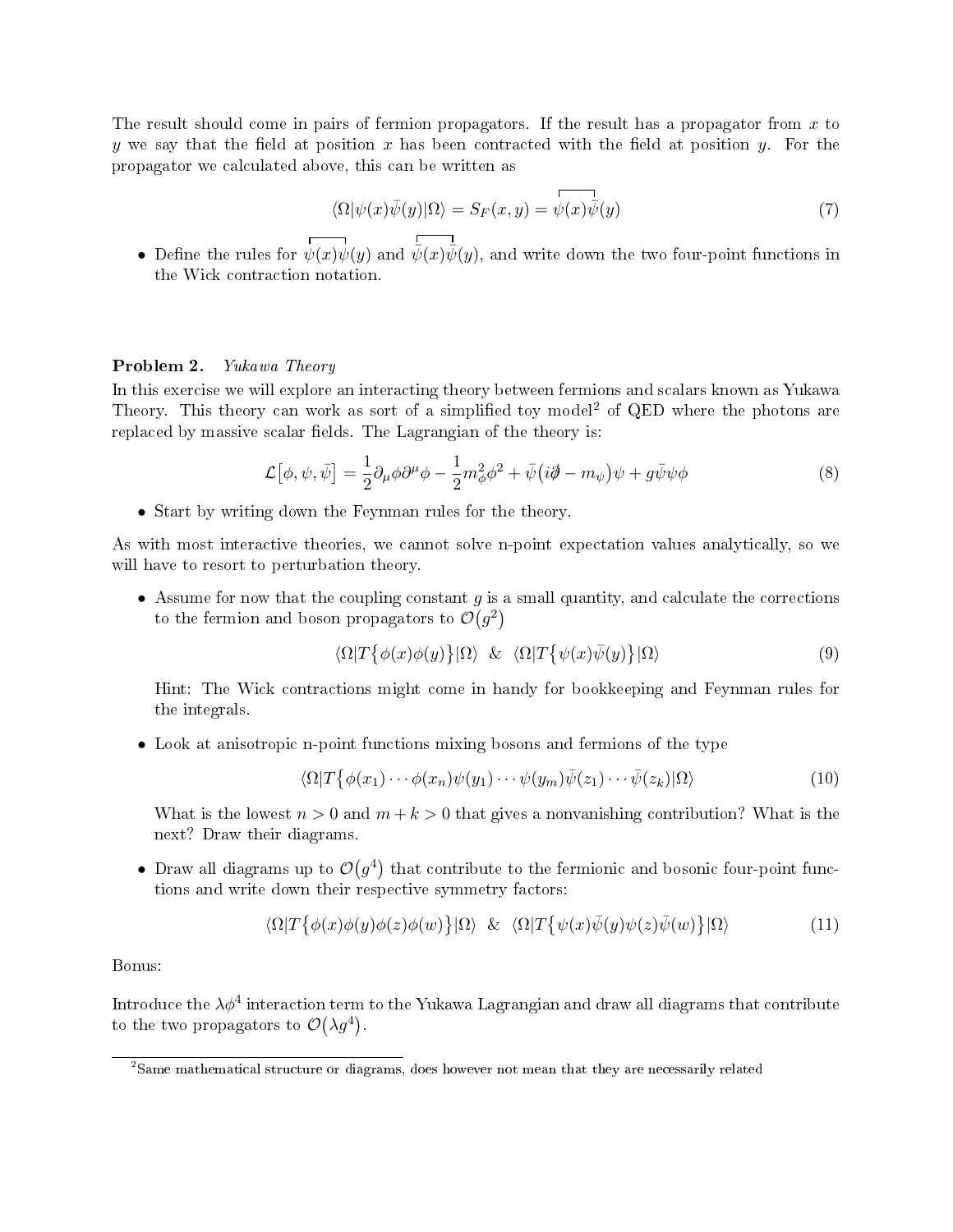The result should come in pairs of fermion propagators. If the result has a propagator from $x$ to $y$ we say that the field at position $x$ has been contracted with the field at position $y$. For the propagator we calculated above, this can be written as

$$\langle\Omega|\psi(x)\bar{\psi}(y)|\Omega\rangle = S_F(x,y) = \contraction{}{\psi}{(x)}{\bar{\psi}}\psi(x)\bar{\psi}(y) \tag{7}$$

- Define the rules for $\contraction{}{\psi}{(x)}{\psi}\psi(x)\psi(y)$ and $\contraction{}{\bar{\psi}}{(x)}{\bar{\psi}}\bar{\psi}(x)\bar{\psi}(y)$, and write down the two four-point functions in the Wick contraction notation.

**Problem 2.** *Yukawa Theory*

In this exercise we will explore an interacting theory between fermions and scalars known as Yukawa Theory. This theory can work as sort of a simplified toy model[2] of QED where the photons are replaced by massive scalar fields. The Lagrangian of the theory is:

$$\mathcal{L}\left[\phi, \psi, \bar{\psi}\right] = \frac{1}{2}\partial_\mu\phi\partial^\mu\phi - \frac{1}{2}m_\phi^2\phi^2 + \bar{\psi}\left(i\partial\!\!\!/ - m_\psi\right)\psi + g\bar{\psi}\psi\phi \tag{8}$$

- Start by writing down the Feynman rules for the theory.

As with most interactive theories, we cannot solve n-point expectation values analytically, so we will have to resort to perturbation theory.

- Assume for now that the coupling constant $g$ is a small quantity, and calculate the corrections to the fermion and boson propagators to $\mathcal{O}(g^2)$

$$\langle\Omega|T\{\phi(x)\phi(y)\}|\Omega\rangle \;\;\&\;\; \langle\Omega|T\{\psi(x)\bar{\psi}(y)\}|\Omega\rangle \tag{9}$$

  Hint: The Wick contractions might come in handy for bookkeeping and Feynman rules for the integrals.

- Look at anisotropic n-point functions mixing bosons and fermions of the type

$$\langle\Omega|T\{\phi(x_1)\cdots\phi(x_n)\psi(y_1)\cdots\psi(y_m)\bar{\psi}(z_1)\cdots\bar{\psi}(z_k)|\Omega\rangle \tag{10}$$

  What is the lowest $n > 0$ and $m + k > 0$ that gives a nonvanishing contribution? What is the next? Draw their diagrams.

- Draw all diagrams up to $\mathcal{O}(g^4)$ that contribute to the fermionic and bosonic four-point functions and write down their respective symmetry factors:

$$\langle\Omega|T\{\phi(x)\phi(y)\phi(z)\phi(w)\}|\Omega\rangle \;\;\&\;\; \langle\Omega|T\{\psi(x)\bar{\psi}(y)\psi(z)\bar{\psi}(w)\}|\Omega\rangle \tag{11}$$

Bonus:

Introduce the $\lambda\phi^4$ interaction term to the Yukawa Lagrangian and draw all diagrams that contribute to the two propagators to $\mathcal{O}(\lambda g^4)$.

---

[2] Same mathematical structure or diagrams, does however not mean that they are necessarily related